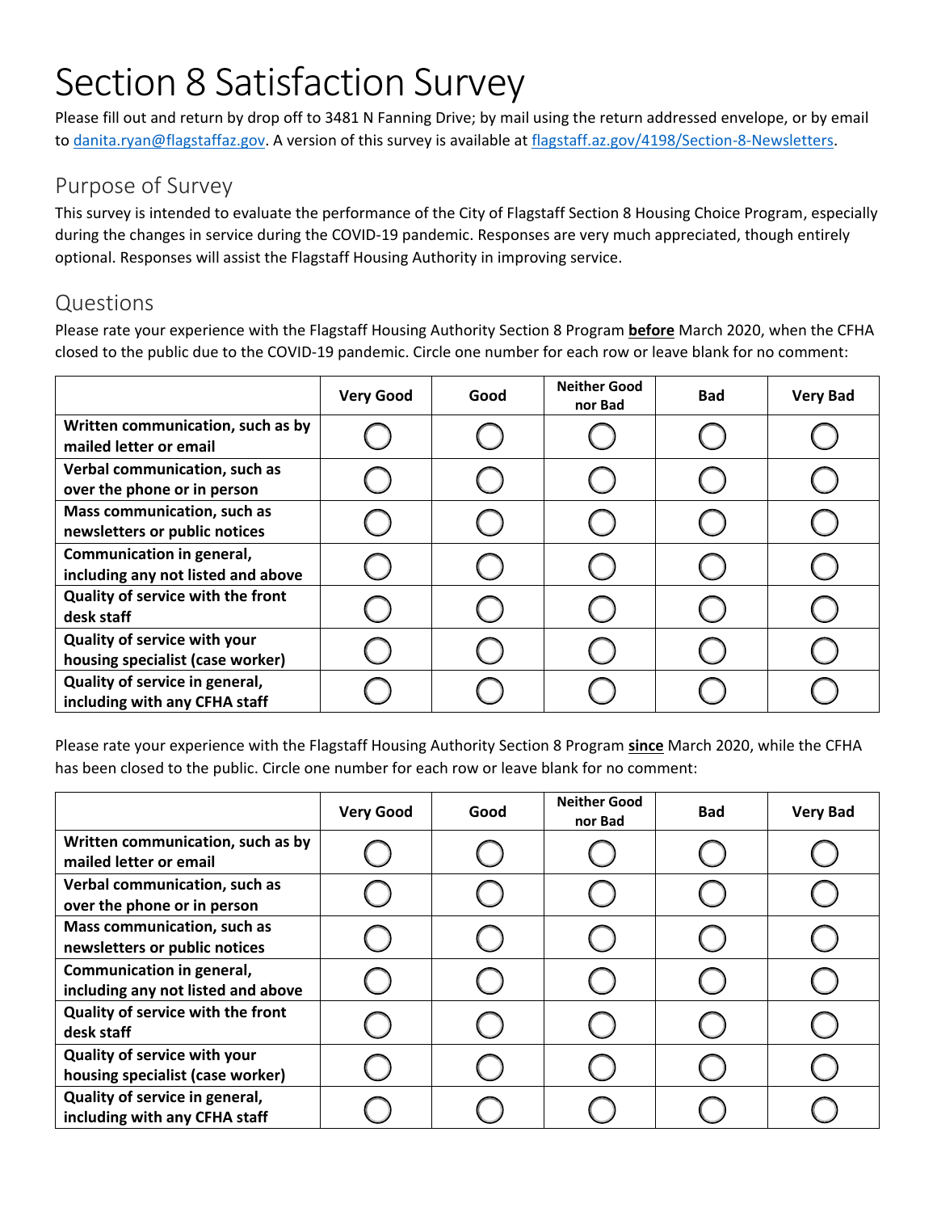# Section 8 Satisfaction Survey

Please fill out and return by drop off to 3481 N Fanning Drive; by mail using the return addressed envelope, or by email to danita.ryan@flagstaffaz.gov. A version of this survey is available at flagstaff.az.gov/4198/Section-8-Newsletters.

## Purpose of Survey

This survey is intended to evaluate the performance of the City of Flagstaff Section 8 Housing Choice Program, especially during the changes in service during the COVID-19 pandemic. Responses are very much appreciated, though entirely optional. Responses will assist the Flagstaff Housing Authority in improving service.

## Questions

Please rate your experience with the Flagstaff Housing Authority Section 8 Program **before** March 2020, when the CFHA closed to the public due to the COVID-19 pandemic. Circle one number for each row or leave blank for no comment:

| | Very Good | Good | Neither Good nor Bad | Bad | Very Bad |
|---|---|---|---|---|---|
| **Written communication, such as by mailed letter or email** | ◯ | ◯ | ◯ | ◯ | ◯ |
| **Verbal communication, such as over the phone or in person** | ◯ | ◯ | ◯ | ◯ | ◯ |
| **Mass communication, such as newsletters or public notices** | ◯ | ◯ | ◯ | ◯ | ◯ |
| **Communication in general, including any not listed and above** | ◯ | ◯ | ◯ | ◯ | ◯ |
| **Quality of service with the front desk staff** | ◯ | ◯ | ◯ | ◯ | ◯ |
| **Quality of service with your housing specialist (case worker)** | ◯ | ◯ | ◯ | ◯ | ◯ |
| **Quality of service in general, including with any CFHA staff** | ◯ | ◯ | ◯ | ◯ | ◯ |

Please rate your experience with the Flagstaff Housing Authority Section 8 Program **since** March 2020, while the CFHA has been closed to the public. Circle one number for each row or leave blank for no comment:

| | Very Good | Good | Neither Good nor Bad | Bad | Very Bad |
|---|---|---|---|---|---|
| **Written communication, such as by mailed letter or email** | ◯ | ◯ | ◯ | ◯ | ◯ |
| **Verbal communication, such as over the phone or in person** | ◯ | ◯ | ◯ | ◯ | ◯ |
| **Mass communication, such as newsletters or public notices** | ◯ | ◯ | ◯ | ◯ | ◯ |
| **Communication in general, including any not listed and above** | ◯ | ◯ | ◯ | ◯ | ◯ |
| **Quality of service with the front desk staff** | ◯ | ◯ | ◯ | ◯ | ◯ |
| **Quality of service with your housing specialist (case worker)** | ◯ | ◯ | ◯ | ◯ | ◯ |
| **Quality of service in general, including with any CFHA staff** | ◯ | ◯ | ◯ | ◯ | ◯ |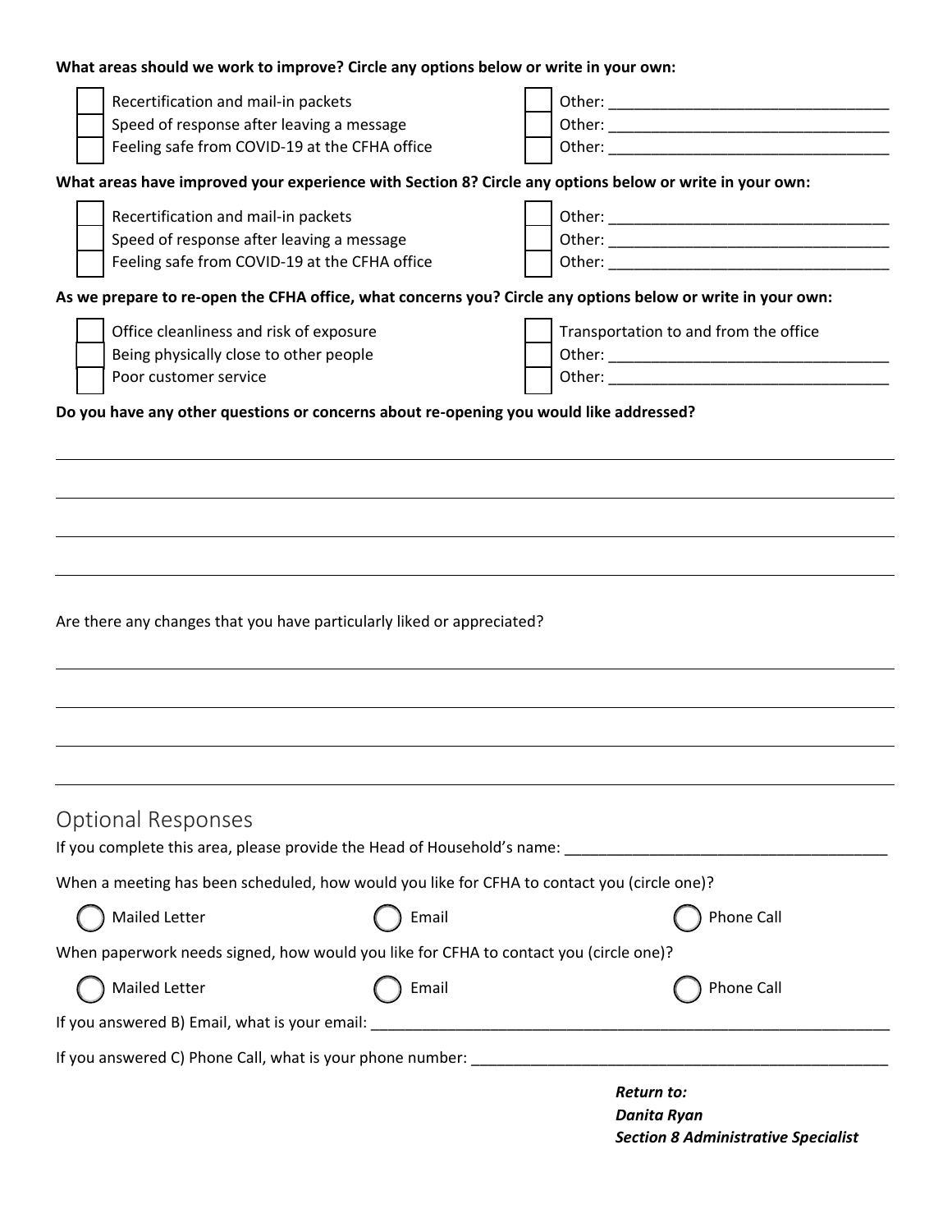**What areas should we work to improve? Circle any options below or write in your own:**

- [ ] Recertification and mail-in packets
- [ ] Speed of response after leaving a message
- [ ] Feeling safe from COVID-19 at the CFHA office
- [ ] Other: ________________________________
- [ ] Other: ________________________________
- [ ] Other: ________________________________

**What areas have improved your experience with Section 8? Circle any options below or write in your own:**

- [ ] Recertification and mail-in packets
- [ ] Speed of response after leaving a message
- [ ] Feeling safe from COVID-19 at the CFHA office
- [ ] Other: ________________________________
- [ ] Other: ________________________________
- [ ] Other: ________________________________

**As we prepare to re-open the CFHA office, what concerns you? Circle any options below or write in your own:**

- [ ] Office cleanliness and risk of exposure
- [ ] Being physically close to other people
- [ ] Poor customer service
- [ ] Transportation to and from the office
- [ ] Other: ________________________________
- [ ] Other: ________________________________

**Do you have any other questions or concerns about re-opening you would like addressed?**

______________________________________________________________________

______________________________________________________________________

______________________________________________________________________

______________________________________________________________________

Are there any changes that you have particularly liked or appreciated?

______________________________________________________________________

______________________________________________________________________

______________________________________________________________________

______________________________________________________________________

## Optional Responses

If you complete this area, please provide the Head of Household's name: ____________________________________

When a meeting has been scheduled, how would you like for CFHA to contact you (circle one)?

○ Mailed Letter ○ Email ○ Phone Call

When paperwork needs signed, how would you like for CFHA to contact you (circle one)?

○ Mailed Letter ○ Email ○ Phone Call

If you answered B) Email, what is your email: ____________________________________________________________

If you answered C) Phone Call, what is your phone number: ______________________________________________

***Return to:***
***Danita Ryan***
***Section 8 Administrative Specialist***